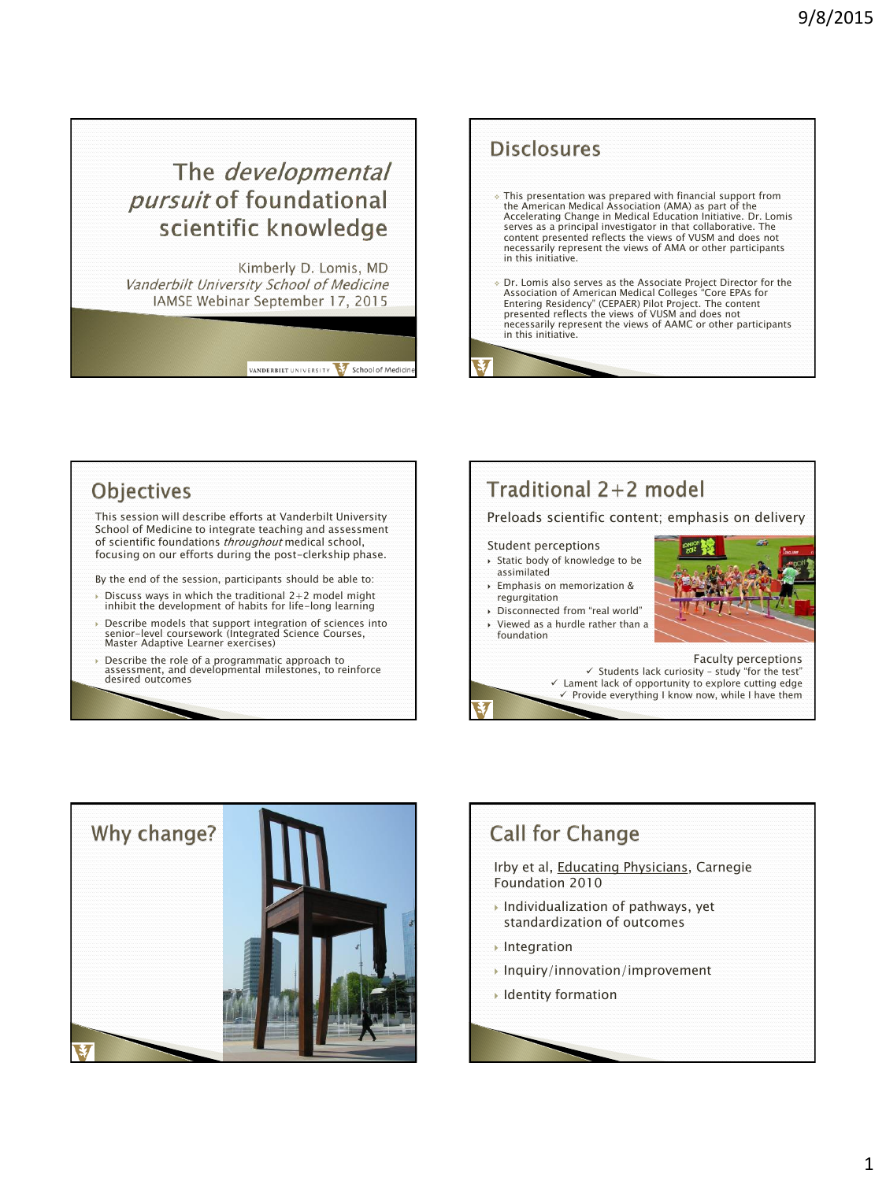# The *developmental pursuit* of foundational scientific knowledge

Kimberly D. Lomis, MD

*Vanderbilt University School of Medicine*

IAMSE Webinar September 17, 2015

## Disclosures

- This presentation was prepared with financial support from the American Medical Association (AMA) as part of the Accelerating Change in Medical Education Initiative. Dr. Lomis serves as a principal investigator in that collaborative. The content presented reflects the views of VUSM and does not necessarily represent the views of AMA or other participants in this initiative.
- Dr. Lomis also serves as the Associate Project Director for the Association of American Medical Colleges "Core EPAs for Entering Residency" (CEPAER) Pilot Project. The content presented reflects the views of VUSM and does not necessarily represent the views of AAMC or other participants in this initiative.

## Objectives

This session will describe efforts at Vanderbilt University School of Medicine to integrate teaching and assessment of scientific foundations *throughout* medical school, focusing on our efforts during the post-clerkship phase.

By the end of the session, participants should be able to:

- Discuss ways in which the traditional 2+2 model might inhibit the development of habits for life-long learning
- Describe models that support integration of sciences into senior-level coursework (Integrated Science Courses, Master Adaptive Learner exercises)
- Describe the role of a programmatic approach to assessment, and developmental milestones, to reinforce desired outcomes

## Traditional 2+2 model

Preloads scientific content; emphasis on delivery

Student perceptions

- Static body of knowledge to be assimilated
- Emphasis on memorization & regurgitation
- Disconnected from "real world"
- Viewed as a hurdle rather than a foundation

Faculty perceptions

- ✓ Students lack curiosity – study "for the test"
- ✓ Lament lack of opportunity to explore cutting edge
- ✓ Provide everything I know now, while I have them

## Why change?

## Call for Change

Irby et al, Educating Physicians, Carnegie Foundation 2010

- Individualization of pathways, yet standardization of outcomes
- Integration
- Inquiry/innovation/improvement
- Identity formation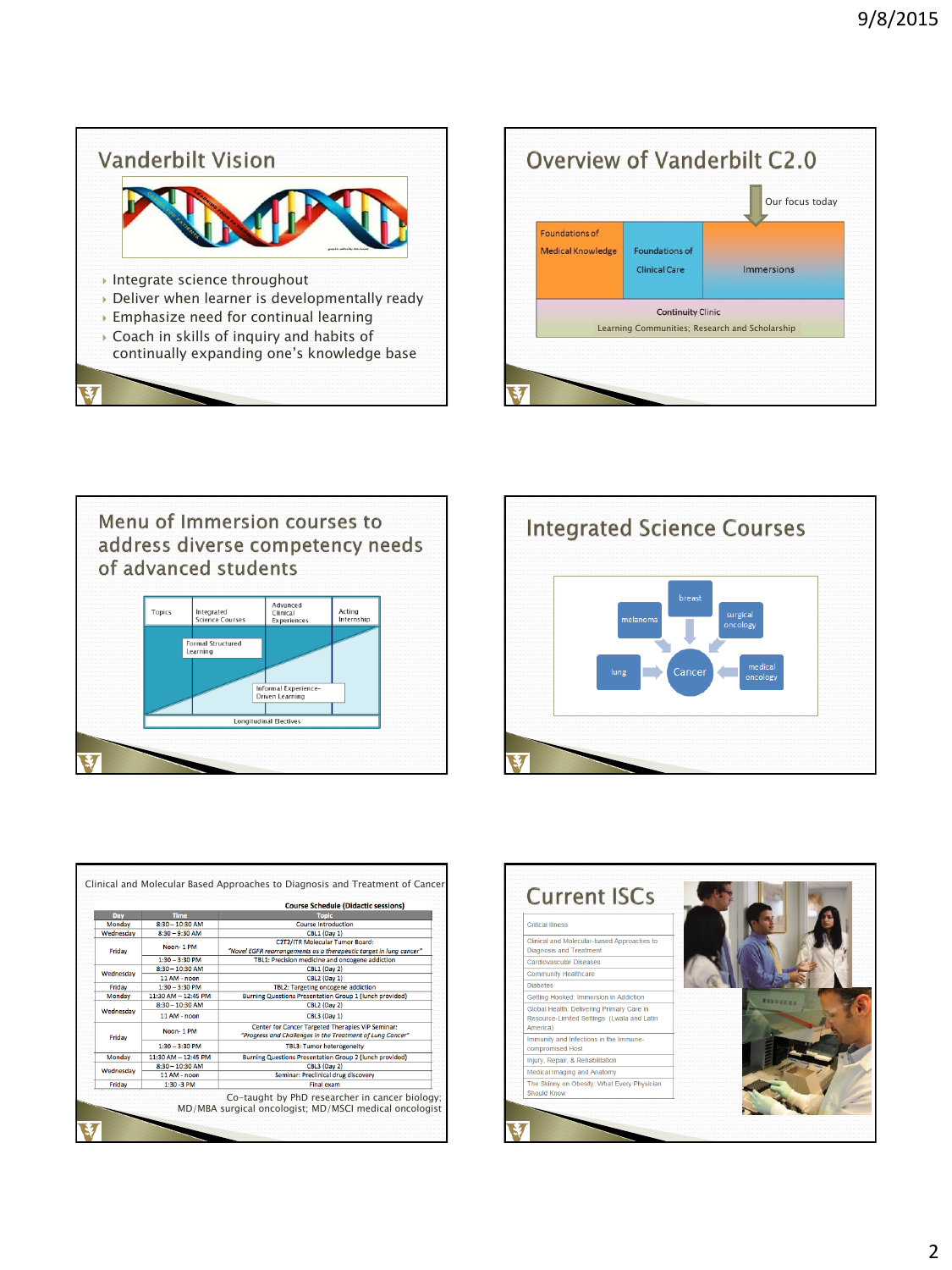## Vanderbilt Vision

- Integrate science throughout
- Deliver when learner is developmentally ready
- Emphasize need for continual learning
- Coach in skills of inquiry and habits of continually expanding one's knowledge base

## Overview of Vanderbilt C2.0

Our focus today

| Foundations of Medical Knowledge | Foundations of Clinical Care | Immersions |
|---|---|---|
| Continuity Clinic | | |
| Learning Communities; Research and Scholarship | | |

## Menu of Immersion courses to address diverse competency needs of advanced students

Topics | Integrated Science Courses | Advanced Clinical Experiences | Acting Internship

Formal Structured Learning

Informal Experience-Driven Learning

Longitudinal Electives

## Integrated Science Courses

breast, melanoma, surgical oncology, lung, medical oncology → Cancer

## Clinical and Molecular Based Approaches to Diagnosis and Treatment of Cancer

**Course Schedule (Didactic sessions)**

| Day | Time | Topic |
|---|---|---|
| Monday | 8:30 – 10:30 AM | Course Introduction |
| Wednesday | 8:30 – 9:30 AM | CBL1 (Day 1) |
| Friday | Noon- 1 PM | C2T2/ITR Molecular Tumor Board: *"Novel EGFR rearrangements as a therapeutic target in lung cancer"* |
| | 1:30 – 3:30 PM | TBL1: Precision medicine and oncogene addiction |
| Wednesday | 8:30 – 10:30 AM | CBL1 (Day 2) |
| | 11 AM - noon | CBL2 (Day 1) |
| Friday | 1:30 – 3:30 PM | TBL2: Targeting oncogene addiction |
| Monday | 11:30 AM – 12:45 PM | Burning Questions Presentation Group 1 (lunch provided) |
| Wednesday | 8:30 – 10:30 AM | CBL2 (Day 2) |
| | 11 AM - noon | CBL3 (Day 1) |
| Friday | Noon- 1 PM | Center for Cancer Targeted Therapies VIP Seminar: *"Progress and Challenges in the Treatment of Lung Cancer"* |
| | 1:30 – 3:30 PM | TBL3: Tumor heterogeneity |
| Monday | 11:30 AM – 12:45 PM | Burning Questions Presentation Group 2 (lunch provided) |
| Wednesday | 8:30 – 10:30 AM | CBL3 (Day 2) |
| | 11 AM - noon | Seminar: Preclinical drug discovery |
| Friday | 1:30 -3 PM | Final exam |

Co-taught by PhD researcher in cancer biology; MD/MBA surgical oncologist; MD/MSCI medical oncologist

## Current ISCs

- Critical Illness
- Clinical and Molecular-based Approaches to Diagnosis and Treatment
- Cardiovascular Diseases
- Community Healthcare
- Diabetes
- Getting Hooked: Immersion in Addiction
- Global Health: Delivering Primary Care in Resource-Limited Settings (Lwala and Latin America)
- Immunity and Infections in the Immune-compromised Host
- Injury, Repair, & Rehabilitation
- Medical Imaging and Anatomy
- The Skinny on Obesity: What Every Physician Should Know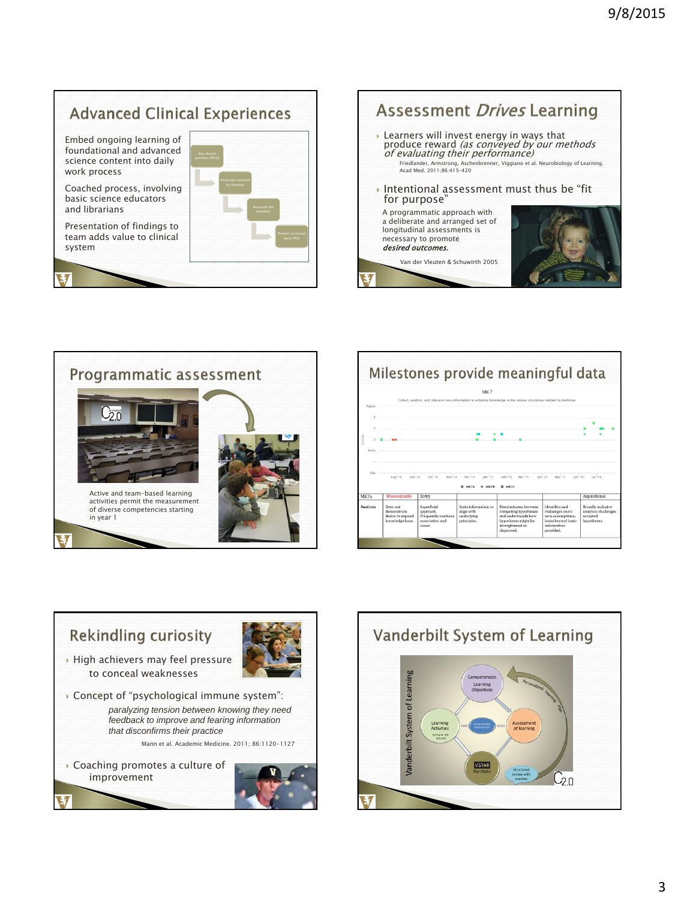## Advanced Clinical Experiences

Embed ongoing learning of foundational and advanced science content into daily work process

Coached process, involving basic science educators and librarians

Presentation of findings to team adds value to clinical system

Ask clinical question (PICO) → Assessed/coached by librarian → Research the question → Present to clinical team/PhD

## Assessment *Drives* Learning

- Learners will invest energy in ways that produce reward *(as conveyed by our methods of evaluating their performance)*

  Friedlander, Armstrong, Aschenbrenner, Viggiano et al. Neurobiology of Learning. Acad Med. 2011;86:415-420

- Intentional assessment must thus be "fit for purpose"

A programmatic approach with a deliberate and arranged set of longitudinal assessments is necessary to promote ***desired outcomes.***

Van der Vleuten & Schuwirth 2005

## Programmatic assessment

Active and team-based learning activities permit the measurement of diverse competencies starting in year 1

## Milestones provide meaningful data

MK7

Collect, analyze, and interpret new information to enhance knowledge in the various disciplines related to medicine

| MK7a | Unacceptable | Entry | | | | Aspirational |
|---|---|---|---|---|---|---|
| Analysis | Does not demonstrate desire to expand knowledge base. | Superficial approach. Frequently confuses association and cause. | Sorts information to align with underlying principles. | Discriminates between competing hypotheses and understands how hypotheses might be strengthened or disproved. | Identifies and challenges one's own assumptions; looks beyond basic information provided. | Broadly inclusive analysis challenges accepted hypotheses. |

## Rekindling curiosity

- High achievers may feel pressure to conceal weaknesses
- Concept of "psychological immune system":

  *paralyzing tension between knowing they need feedback to improve and fearing information that disconfirms their practice*

  Mann et al. Academic Medicine. 2011; 86:1120-1127

- Coaching promotes a culture of improvement

## Vanderbilt System of Learning

Vanderbilt System of Learning: Competencies / Learning Objectives → Assessment of learning → VSTAR Portfolio → Learning Activities; Personalized Learning Plan; Structured review with coaches

C2.0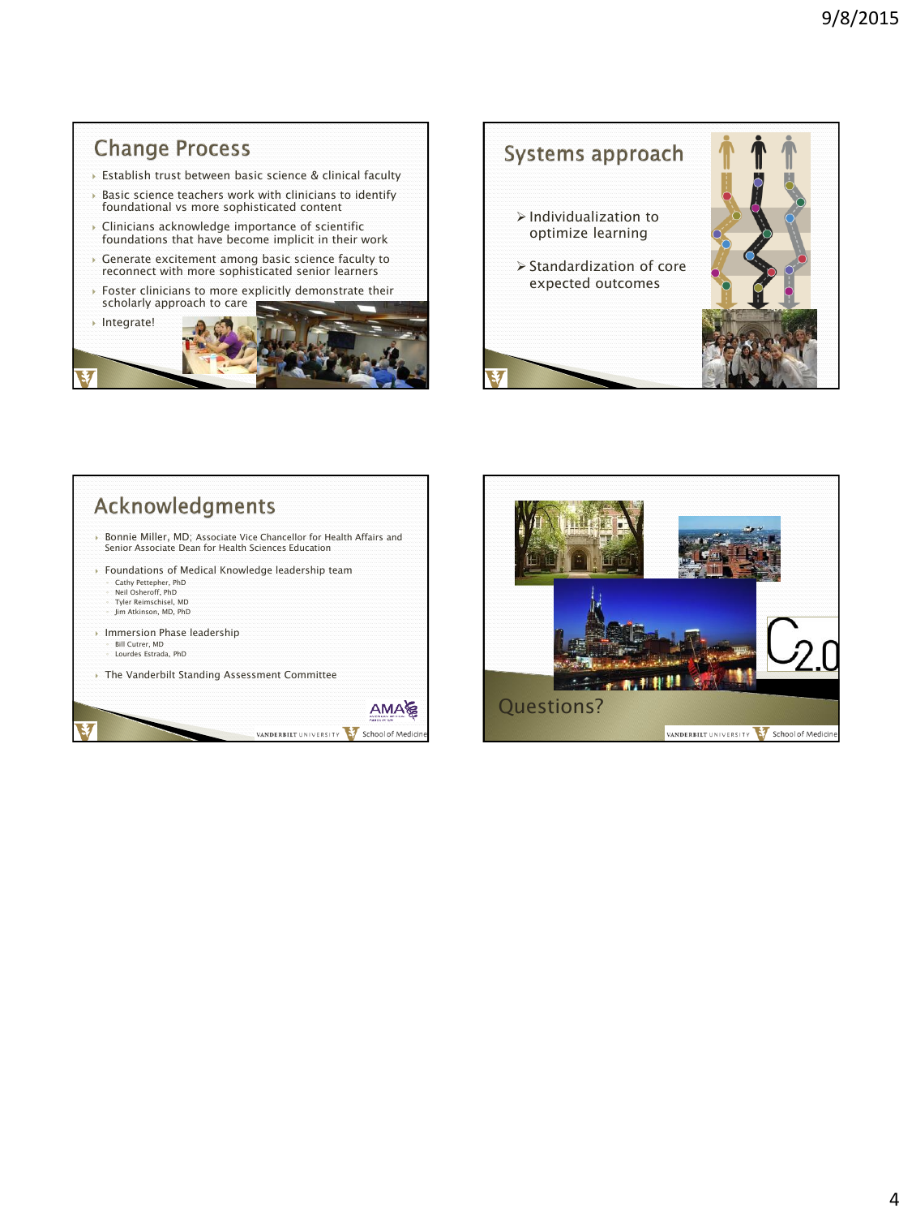## Change Process

- Establish trust between basic science & clinical faculty
- Basic science teachers work with clinicians to identify foundational vs more sophisticated content
- Clinicians acknowledge importance of scientific foundations that have become implicit in their work
- Generate excitement among basic science faculty to reconnect with more sophisticated senior learners
- Foster clinicians to more explicitly demonstrate their scholarly approach to care
- Integrate!

## Systems approach

- Individualization to optimize learning
- Standardization of core expected outcomes

## Acknowledgments

- Bonnie Miller, MD; Associate Vice Chancellor for Health Affairs and Senior Associate Dean for Health Sciences Education
- Foundations of Medical Knowledge leadership team
  - Cathy Pettepher, PhD
  - Neil Osheroff, PhD
  - Tyler Reimschisel, MD
  - Jim Atkinson, MD, PhD
- Immersion Phase leadership
  - Bill Cutrer, MD
  - Lourdes Estrada, PhD
- The Vanderbilt Standing Assessment Committee

AMA

VANDERBILT UNIVERSITY School of Medicine

$C_{2.0}$

Questions?

VANDERBILT UNIVERSITY School of Medicine